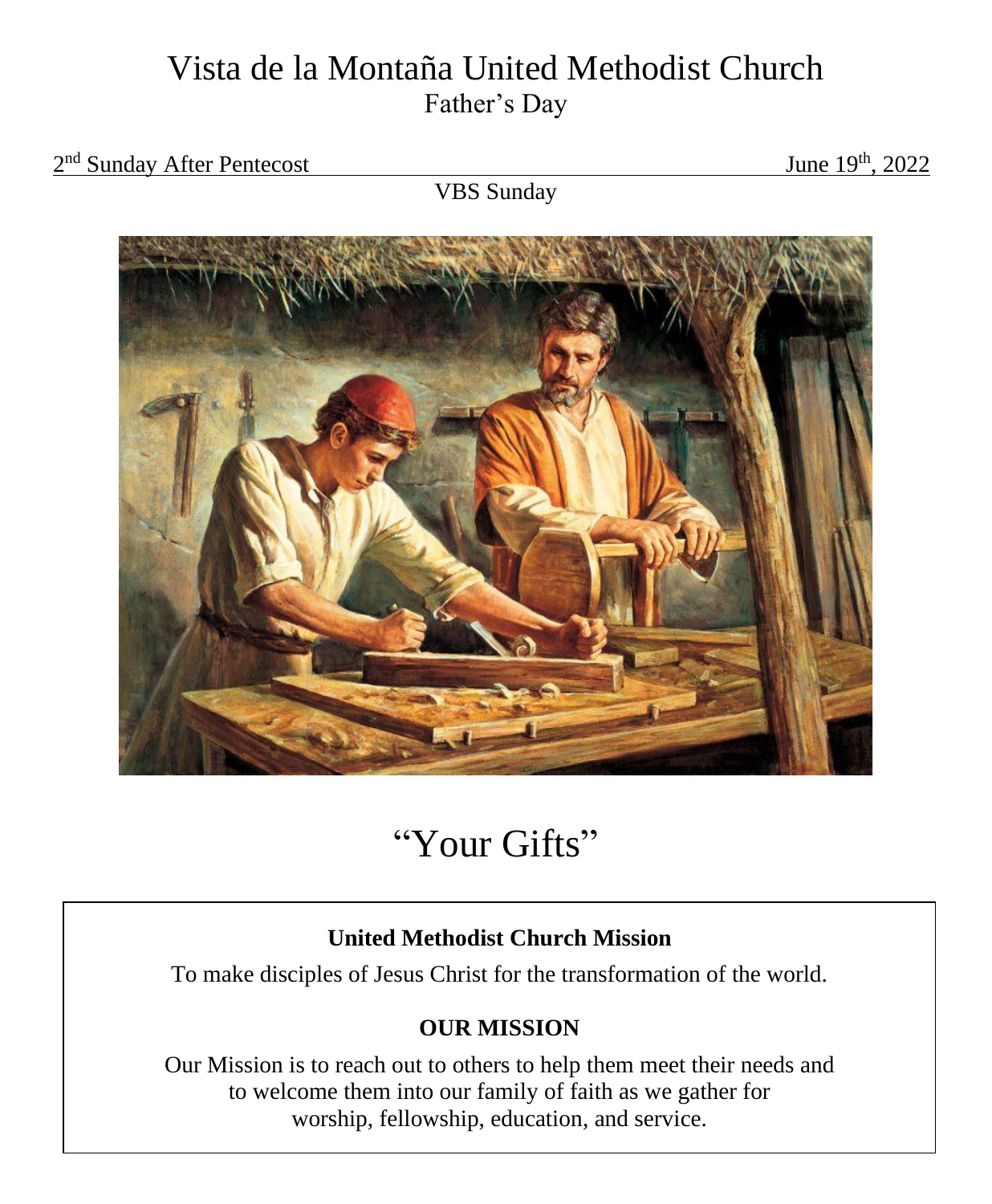# Vista de la Montaña United Methodist Church

Father's Day

2nd Sunday After Pentecost June 19th, 2022

VBS Sunday

# "Your Gifts"

**United Methodist Church Mission**

To make disciples of Jesus Christ for the transformation of the world.

**OUR MISSION**

Our Mission is to reach out to others to help them meet their needs and to welcome them into our family of faith as we gather for worship, fellowship, education, and service.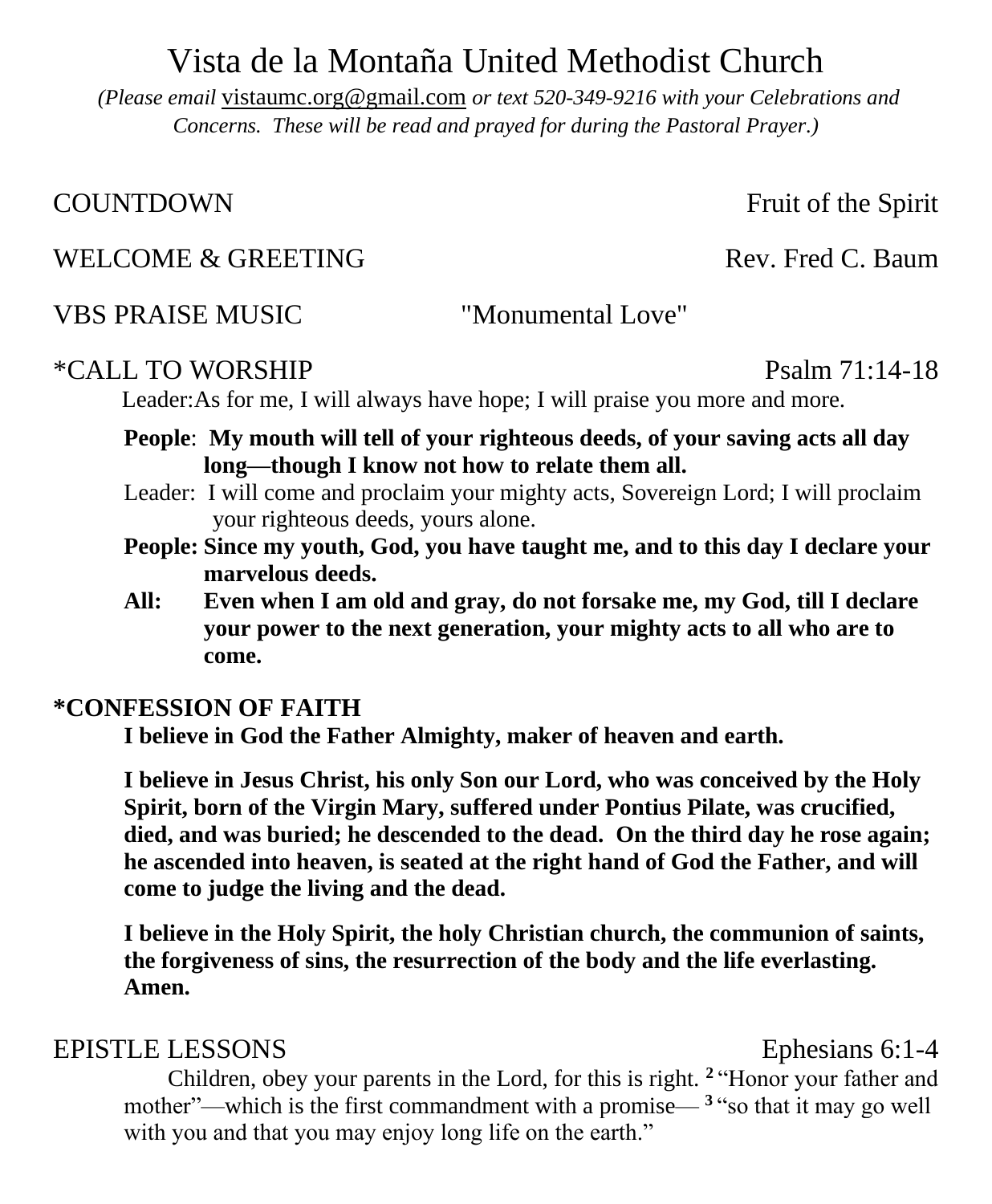# Vista de la Montaña United Methodist Church

*(Please email* vistaumc.org@gmail.com *or text 520-349-9216 with your Celebrations and Concerns. These will be read and prayed for during the Pastoral Prayer.)*

COUNTDOWN — Fruit of the Spirit

WELCOME & GREETING — Rev. Fred C. Baum

VBS PRAISE MUSIC — "Monumental Love"

*CALL TO WORSHIP — Psalm 71:14-18

Leader: As for me, I will always have hope; I will praise you more and more.

**People**: **My mouth will tell of your righteous deeds, of your saving acts all day long—though I know not how to relate them all.**

Leader: I will come and proclaim your mighty acts, Sovereign Lord; I will proclaim your righteous deeds, yours alone.

**People: Since my youth, God, you have taught me, and to this day I declare your marvelous deeds.**

**All: Even when I am old and gray, do not forsake me, my God, till I declare your power to the next generation, your mighty acts to all who are to come.**

**\*CONFESSION OF FAITH**

**I believe in God the Father Almighty, maker of heaven and earth.**

**I believe in Jesus Christ, his only Son our Lord, who was conceived by the Holy Spirit, born of the Virgin Mary, suffered under Pontius Pilate, was crucified, died, and was buried; he descended to the dead. On the third day he rose again; he ascended into heaven, is seated at the right hand of God the Father, and will come to judge the living and the dead.**

**I believe in the Holy Spirit, the holy Christian church, the communion of saints, the forgiveness of sins, the resurrection of the body and the life everlasting. Amen.**

EPISTLE LESSONS — Ephesians 6:1-4

Children, obey your parents in the Lord, for this is right. [2] "Honor your father and mother"—which is the first commandment with a promise— [3] "so that it may go well with you and that you may enjoy long life on the earth."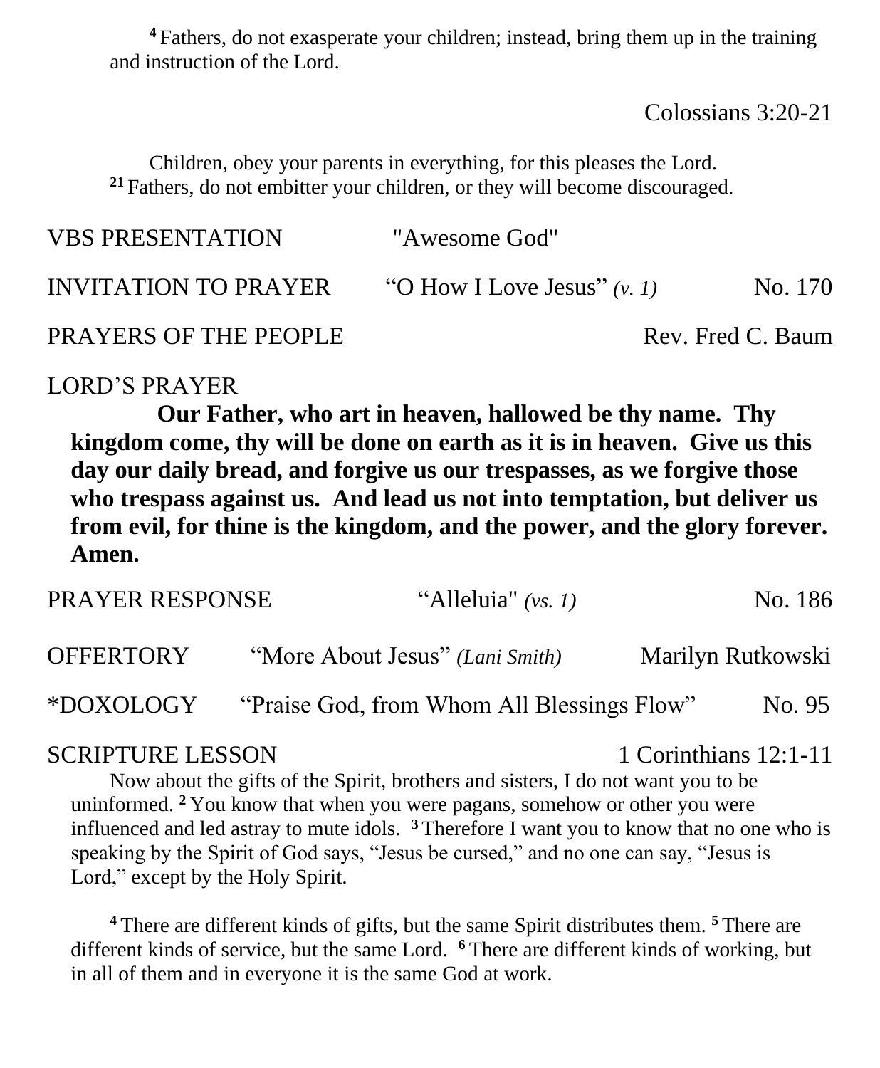[4] Fathers, do not exasperate your children; instead, bring them up in the training and instruction of the Lord.

Colossians 3:20-21

Children, obey your parents in everything, for this pleases the Lord. [21] Fathers, do not embitter your children, or they will become discouraged.

VBS PRESENTATION "Awesome God"

INVITATION TO PRAYER "O How I Love Jesus" *(v. 1)* No. 170

PRAYERS OF THE PEOPLE Rev. Fred C. Baum

LORD'S PRAYER

**Our Father, who art in heaven, hallowed be thy name. Thy kingdom come, thy will be done on earth as it is in heaven. Give us this day our daily bread, and forgive us our trespasses, as we forgive those who trespass against us. And lead us not into temptation, but deliver us from evil, for thine is the kingdom, and the power, and the glory forever. Amen.**

PRAYER RESPONSE "Alleluia" *(vs. 1)* No. 186

OFFERTORY "More About Jesus" *(Lani Smith)* Marilyn Rutkowski

*DOXOLOGY "Praise God, from Whom All Blessings Flow" No. 95

SCRIPTURE LESSON 1 Corinthians 12:1-11

Now about the gifts of the Spirit, brothers and sisters, I do not want you to be uninformed. [2] You know that when you were pagans, somehow or other you were influenced and led astray to mute idols. [3] Therefore I want you to know that no one who is speaking by the Spirit of God says, "Jesus be cursed," and no one can say, "Jesus is Lord," except by the Holy Spirit.

[4] There are different kinds of gifts, but the same Spirit distributes them. [5] There are different kinds of service, but the same Lord. [6] There are different kinds of working, but in all of them and in everyone it is the same God at work.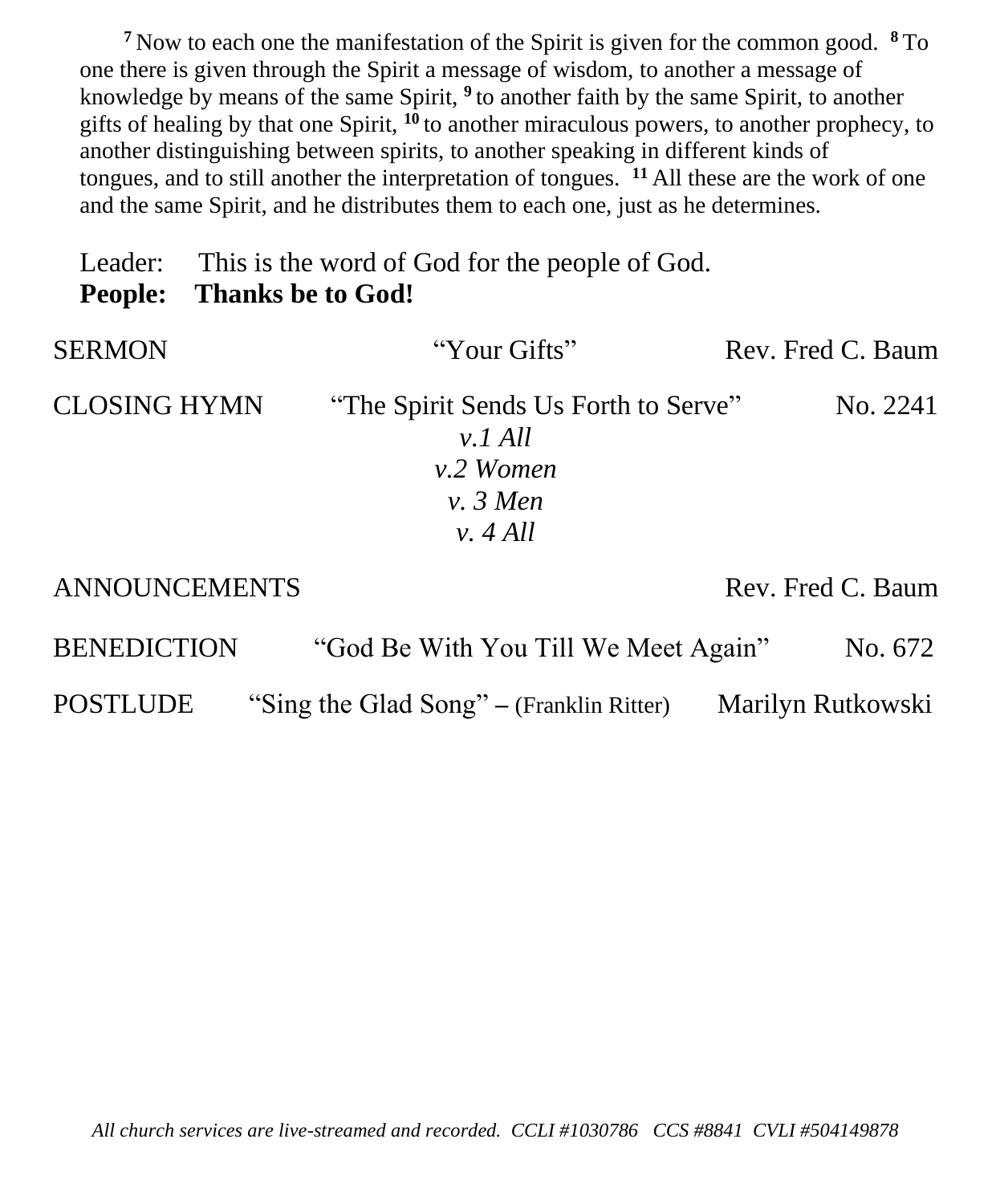[7] Now to each one the manifestation of the Spirit is given for the common good. [8] To one there is given through the Spirit a message of wisdom, to another a message of knowledge by means of the same Spirit, [9] to another faith by the same Spirit, to another gifts of healing by that one Spirit, [10] to another miraculous powers, to another prophecy, to another distinguishing between spirits, to another speaking in different kinds of tongues, and to still another the interpretation of tongues. [11] All these are the work of one and the same Spirit, and he distributes them to each one, just as he determines.

Leader: This is the word of God for the people of God.
**People: Thanks be to God!**

SERMON "Your Gifts" Rev. Fred C. Baum

CLOSING HYMN "The Spirit Sends Us Forth to Serve" No. 2241

*v.1 All*
*v.2 Women*
*v. 3 Men*
*v. 4 All*

ANNOUNCEMENTS Rev. Fred C. Baum

BENEDICTION "God Be With You Till We Meet Again" No. 672

POSTLUDE "Sing the Glad Song" – (Franklin Ritter) Marilyn Rutkowski

*All church services are live-streamed and recorded. CCLI #1030786 CCS #8841 CVLI #504149878*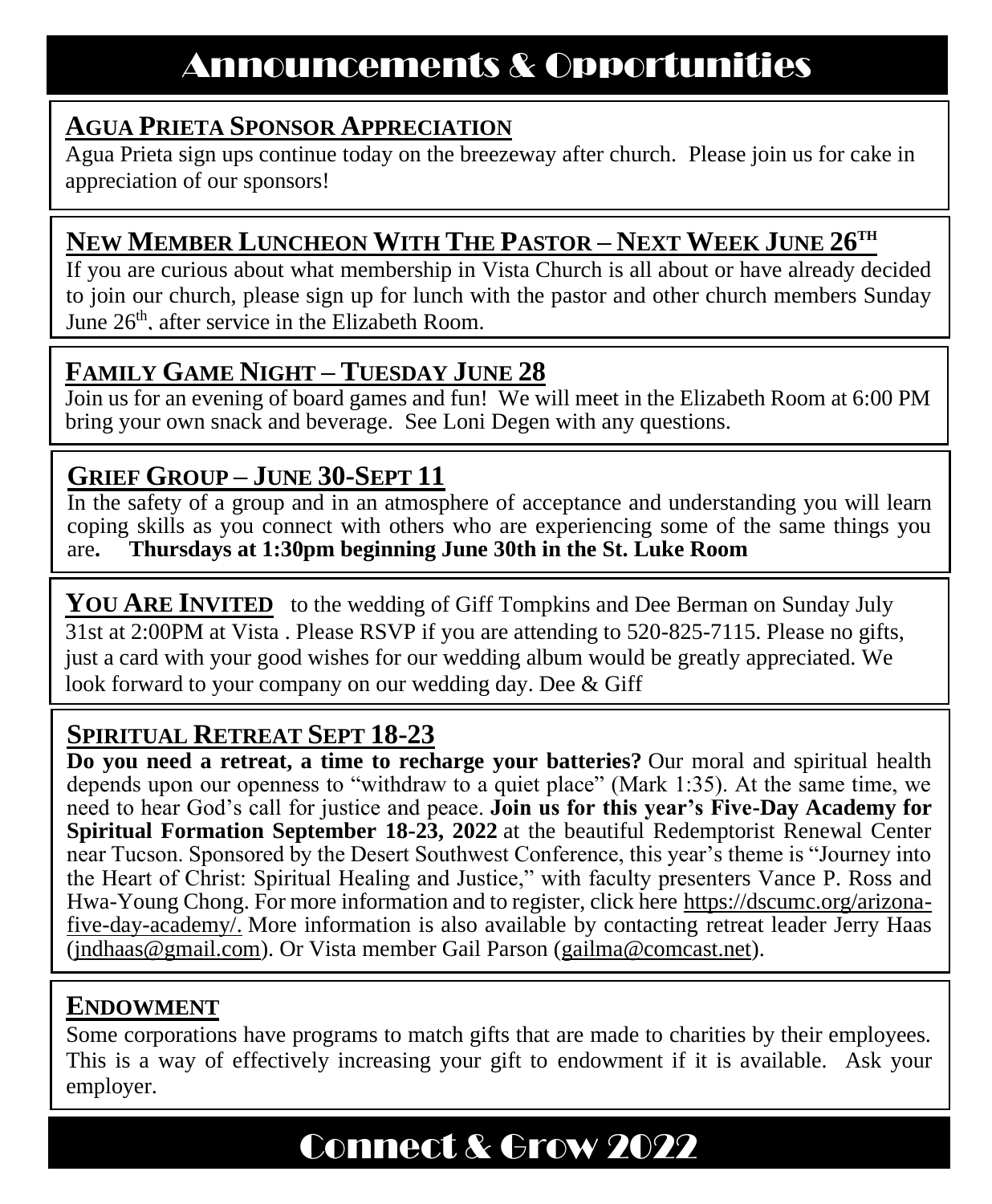# Announcements & Opportunities

## AGUA PRIETA SPONSOR APPRECIATION

Agua Prieta sign ups continue today on the breezeway after church. Please join us for cake in appreciation of our sponsors!

## NEW MEMBER LUNCHEON WITH THE PASTOR – NEXT WEEK JUNE 26TH

If you are curious about what membership in Vista Church is all about or have already decided to join our church, please sign up for lunch with the pastor and other church members Sunday June 26th, after service in the Elizabeth Room.

## FAMILY GAME NIGHT – TUESDAY JUNE 28

Join us for an evening of board games and fun! We will meet in the Elizabeth Room at 6:00 PM bring your own snack and beverage. See Loni Degen with any questions.

## GRIEF GROUP – JUNE 30-SEPT 11

In the safety of a group and in an atmosphere of acceptance and understanding you will learn coping skills as you connect with others who are experiencing some of the same things you are**. Thursdays at 1:30pm beginning June 30th in the St. Luke Room**

**YOU ARE INVITED** to the wedding of Giff Tompkins and Dee Berman on Sunday July 31st at 2:00PM at Vista . Please RSVP if you are attending to 520-825-7115. Please no gifts, just a card with your good wishes for our wedding album would be greatly appreciated. We look forward to your company on our wedding day. Dee & Giff

## SPIRITUAL RETREAT SEPT 18-23

**Do you need a retreat, a time to recharge your batteries?** Our moral and spiritual health depends upon our openness to "withdraw to a quiet place" (Mark 1:35). At the same time, we need to hear God's call for justice and peace. **Join us for this year's Five-Day Academy for Spiritual Formation September 18-23, 2022** at the beautiful Redemptorist Renewal Center near Tucson. Sponsored by the Desert Southwest Conference, this year's theme is "Journey into the Heart of Christ: Spiritual Healing and Justice," with faculty presenters Vance P. Ross and Hwa-Young Chong. For more information and to register, click here https://dscumc.org/arizona-five-day-academy/. More information is also available by contacting retreat leader Jerry Haas (jndhaas@gmail.com). Or Vista member Gail Parson (gailma@comcast.net).

## ENDOWMENT

Some corporations have programs to match gifts that are made to charities by their employees. This is a way of effectively increasing your gift to endowment if it is available. Ask your employer.

# Connect & Grow 2022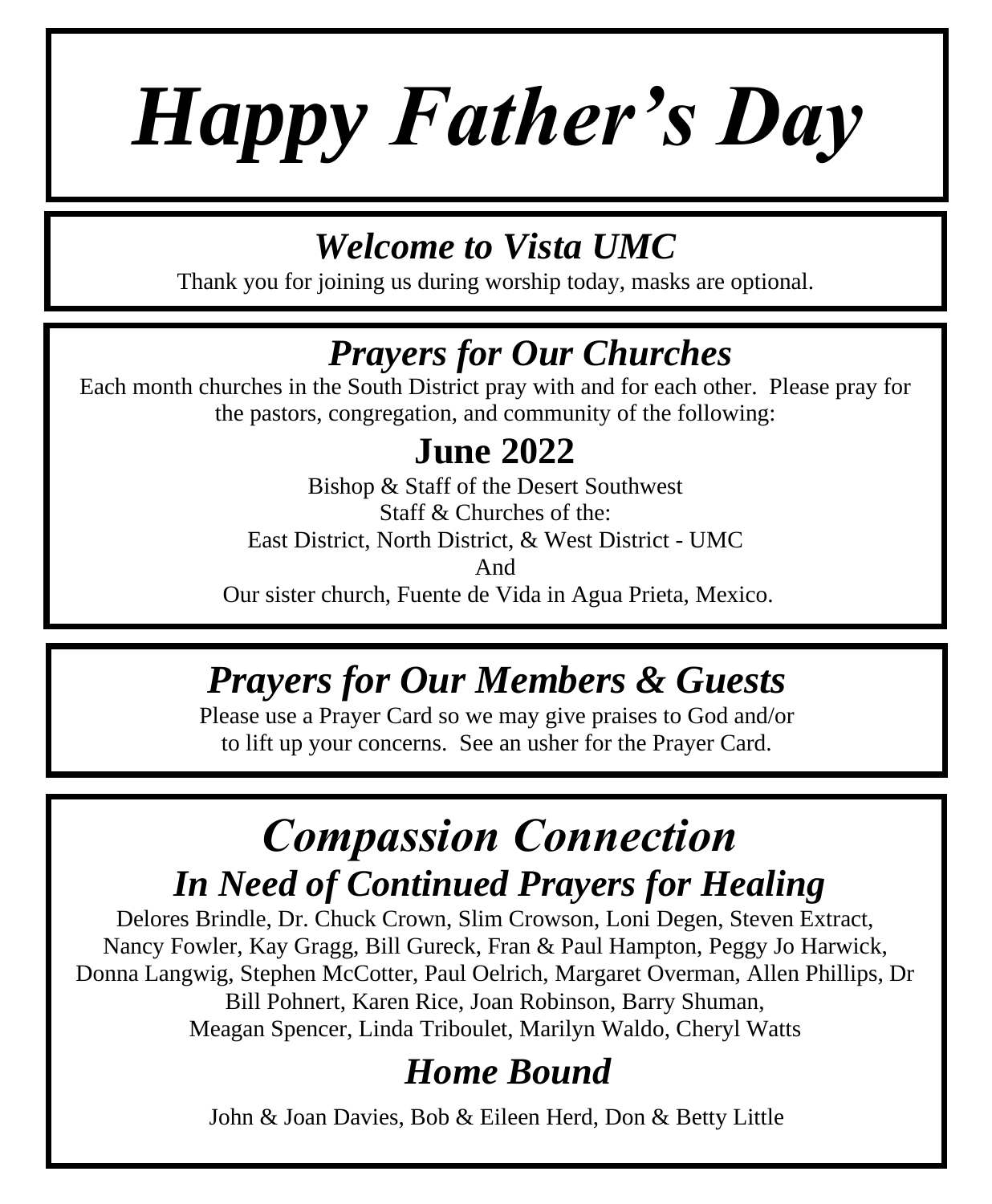# *Happy Father's Day*

## *Welcome to Vista UMC*

Thank you for joining us during worship today, masks are optional.

## *Prayers for Our Churches*

Each month churches in the South District pray with and for each other. Please pray for the pastors, congregation, and community of the following:

### June 2022

Bishop & Staff of the Desert Southwest
Staff & Churches of the:
East District, North District, & West District - UMC
And
Our sister church, Fuente de Vida in Agua Prieta, Mexico.

## *Prayers for Our Members & Guests*

Please use a Prayer Card so we may give praises to God and/or to lift up your concerns. See an usher for the Prayer Card.

## *Compassion Connection*

### *In Need of Continued Prayers for Healing*

Delores Brindle, Dr. Chuck Crown, Slim Crowson, Loni Degen, Steven Extract, Nancy Fowler, Kay Gragg, Bill Gureck, Fran & Paul Hampton, Peggy Jo Harwick, Donna Langwig, Stephen McCotter, Paul Oelrich, Margaret Overman, Allen Phillips, Dr Bill Pohnert, Karen Rice, Joan Robinson, Barry Shuman, Meagan Spencer, Linda Triboulet, Marilyn Waldo, Cheryl Watts

### *Home Bound*

John & Joan Davies, Bob & Eileen Herd, Don & Betty Little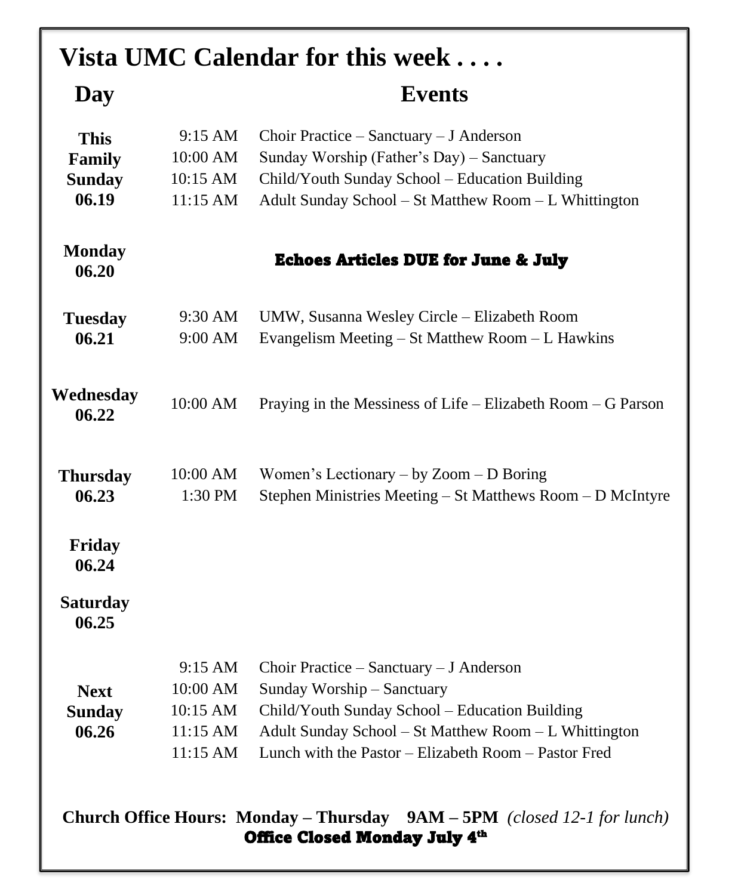# Vista UMC Calendar for this week . . . .

| Day | | Events |
|---|---|---|
| **This Family Sunday 06.19** | 9:15 AM | Choir Practice – Sanctuary – J Anderson |
| | 10:00 AM | Sunday Worship (Father's Day) – Sanctuary |
| | 10:15 AM | Child/Youth Sunday School – Education Building |
| | 11:15 AM | Adult Sunday School – St Matthew Room – L Whittington |
| **Monday 06.20** | | **Echoes Articles DUE for June & July** |
| **Tuesday 06.21** | 9:30 AM | UMW, Susanna Wesley Circle – Elizabeth Room |
| | 9:00 AM | Evangelism Meeting – St Matthew Room – L Hawkins |
| **Wednesday 06.22** | 10:00 AM | Praying in the Messiness of Life – Elizabeth Room – G Parson |
| **Thursday 06.23** | 10:00 AM | Women's Lectionary – by Zoom – D Boring |
| | 1:30 PM | Stephen Ministries Meeting – St Matthews Room – D McIntyre |
| **Friday 06.24** | | |
| **Saturday 06.25** | | |
| **Next Sunday 06.26** | 9:15 AM | Choir Practice – Sanctuary – J Anderson |
| | 10:00 AM | Sunday Worship – Sanctuary |
| | 10:15 AM | Child/Youth Sunday School – Education Building |
| | 11:15 AM | Adult Sunday School – St Matthew Room – L Whittington |
| | 11:15 AM | Lunch with the Pastor – Elizabeth Room – Pastor Fred |

**Church Office Hours: Monday – Thursday 9AM – 5PM** *(closed 12-1 for lunch)*

**Office Closed Monday July 4th**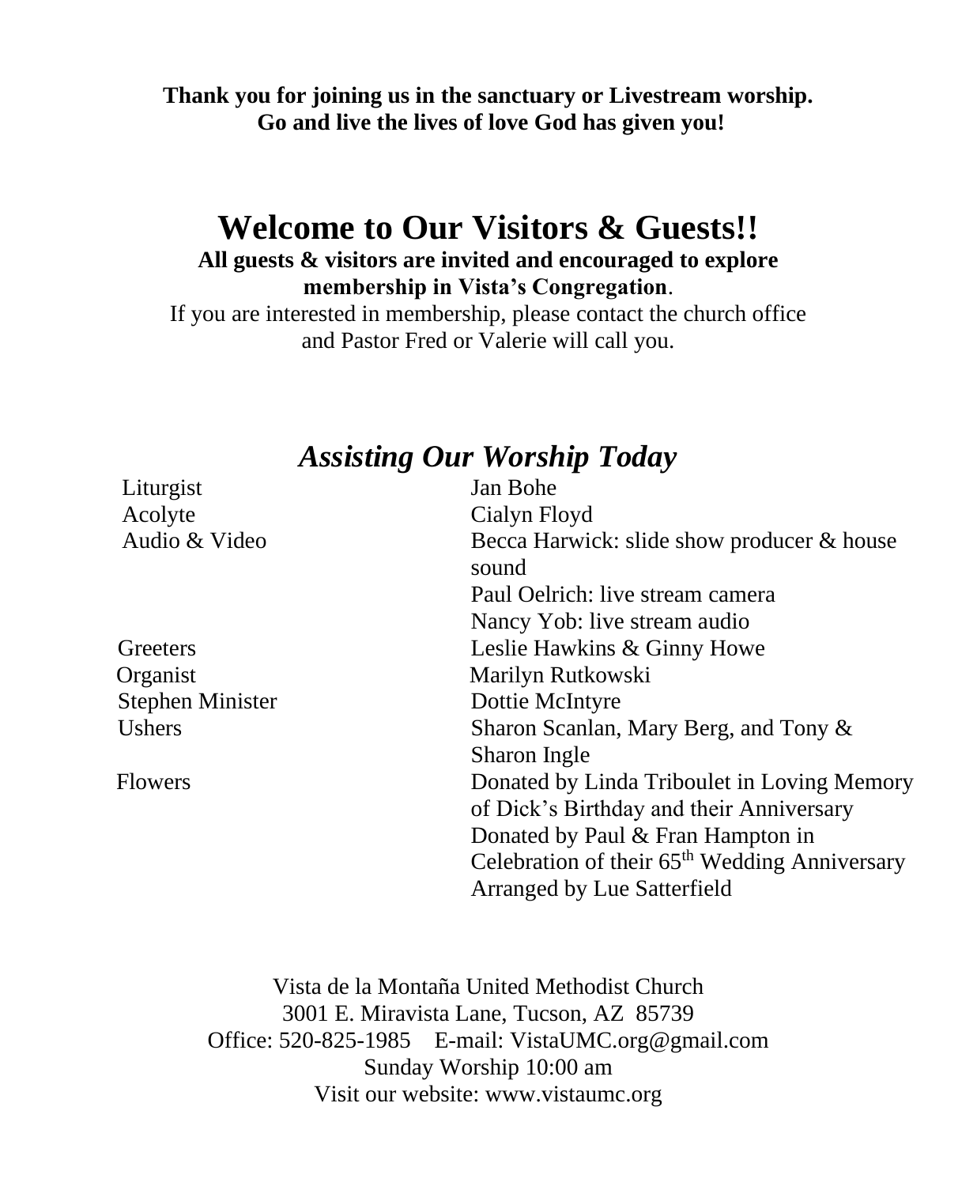**Thank you for joining us in the sanctuary or Livestream worship.**
**Go and live the lives of love God has given you!**

# Welcome to Our Visitors & Guests!!

**All guests & visitors are invited and encouraged to explore membership in Vista's Congregation**.

If you are interested in membership, please contact the church office and Pastor Fred or Valerie will call you.

## *Assisting Our Worship Today*

| | |
|---|---|
| Liturgist | Jan Bohe |
| Acolyte | Cialyn Floyd |
| Audio & Video | Becca Harwick: slide show producer & house sound<br>Paul Oelrich: live stream camera<br>Nancy Yob: live stream audio |
| Greeters | Leslie Hawkins & Ginny Howe |
| Organist | Marilyn Rutkowski |
| Stephen Minister | Dottie McIntyre |
| Ushers | Sharon Scanlan, Mary Berg, and Tony & Sharon Ingle |
| Flowers | Donated by Linda Triboulet in Loving Memory of Dick's Birthday and their Anniversary<br>Donated by Paul & Fran Hampton in Celebration of their 65th Wedding Anniversary<br>Arranged by Lue Satterfield |

Vista de la Montaña United Methodist Church
3001 E. Miravista Lane, Tucson, AZ 85739
Office: 520-825-1985 E-mail: VistaUMC.org@gmail.com
Sunday Worship 10:00 am
Visit our website: www.vistaumc.org